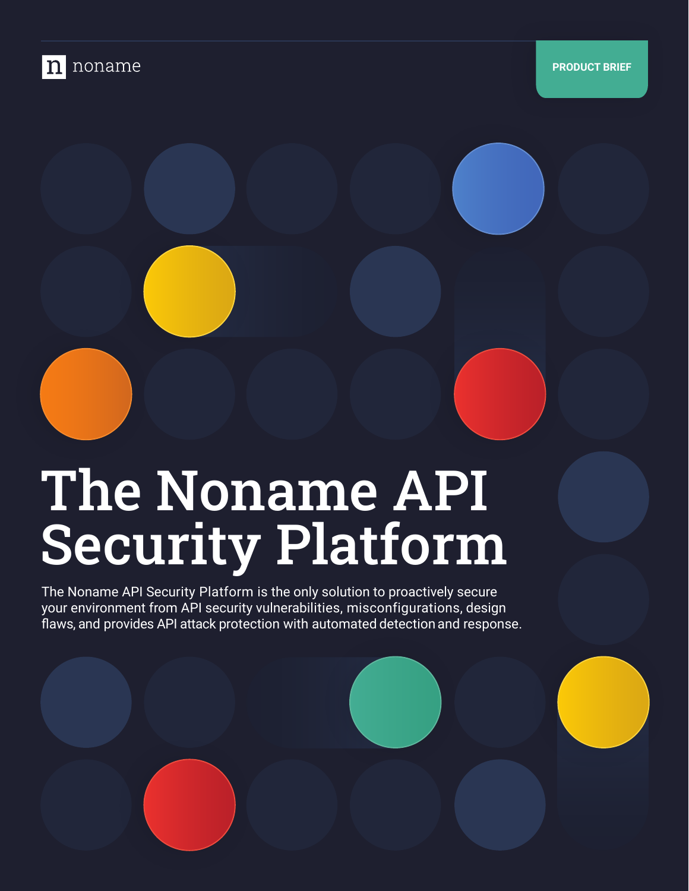noname

PRODUCT BRIEF

# The Noname API Security Platform

The Noname API Security Platform is the only solution to proactively secure your environment from API security vulnerabilities, misconfigurations, design flaws, and provides API attack protection with automated detection and response.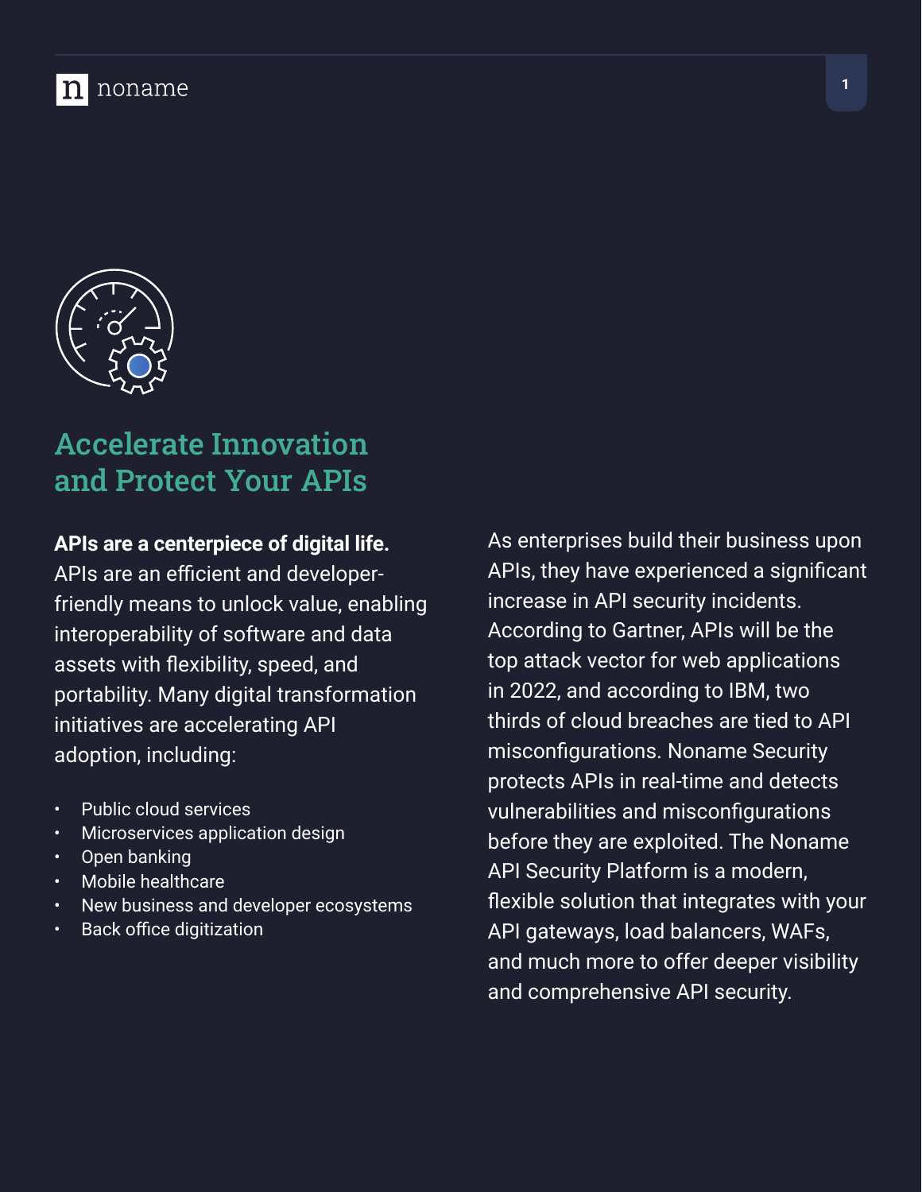# Accelerate Innovation and Protect Your APIs

**APIs are a centerpiece of digital life.** APIs are an efficient and developer-friendly means to unlock value, enabling interoperability of software and data assets with flexibility, speed, and portability. Many digital transformation initiatives are accelerating API adoption, including:

- Public cloud services
- Microservices application design
- Open banking
- Mobile healthcare
- New business and developer ecosystems
- Back office digitization

As enterprises build their business upon APIs, they have experienced a significant increase in API security incidents. According to Gartner, APIs will be the top attack vector for web applications in 2022, and according to IBM, two thirds of cloud breaches are tied to API misconfigurations. Noname Security protects APIs in real-time and detects vulnerabilities and misconfigurations before they are exploited. The Noname API Security Platform is a modern, flexible solution that integrates with your API gateways, load balancers, WAFs, and much more to offer deeper visibility and comprehensive API security.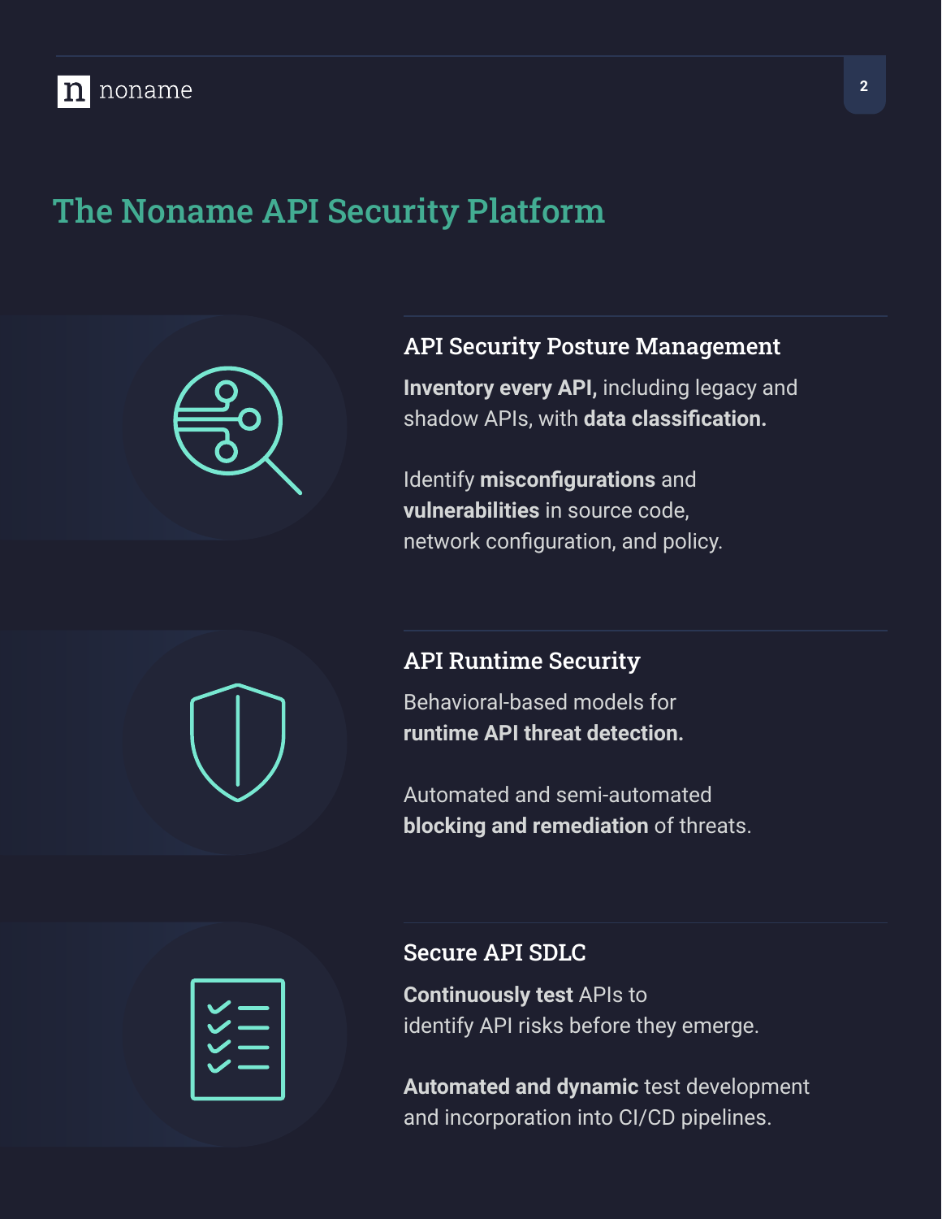# The Noname API Security Platform

## API Security Posture Management

**Inventory every API,** including legacy and shadow APIs, with **data classification.**

Identify **misconfigurations** and **vulnerabilities** in source code, network configuration, and policy.

## API Runtime Security

Behavioral-based models for **runtime API threat detection.**

Automated and semi-automated **blocking and remediation** of threats.

## Secure API SDLC

**Continuously test** APIs to identify API risks before they emerge.

**Automated and dynamic** test development and incorporation into CI/CD pipelines.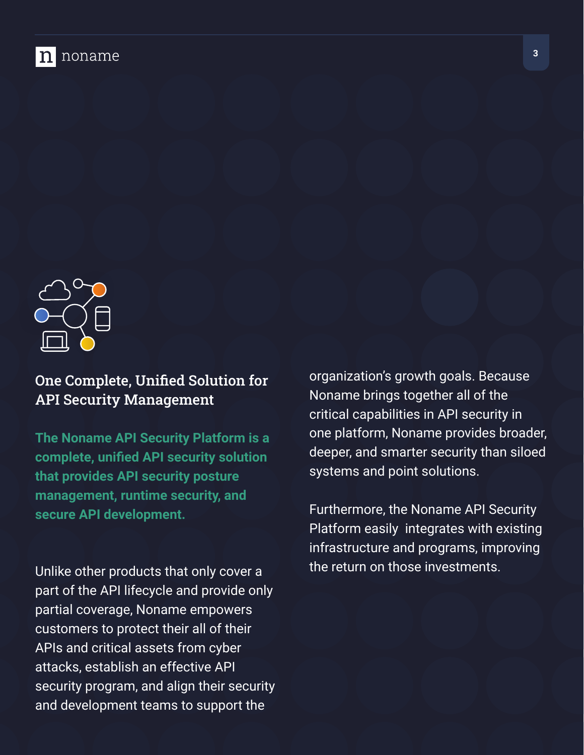## One Complete, Unified Solution for API Security Management

**The Noname API Security Platform is a complete, unified API security solution that provides API security posture management, runtime security, and secure API development.**

Unlike other products that only cover a part of the API lifecycle and provide only partial coverage, Noname empowers customers to protect their all of their APIs and critical assets from cyber attacks, establish an effective API security program, and align their security and development teams to support the organization's growth goals. Because Noname brings together all of the critical capabilities in API security in one platform, Noname provides broader, deeper, and smarter security than siloed systems and point solutions.

Furthermore, the Noname API Security Platform easily integrates with existing infrastructure and programs, improving the return on those investments.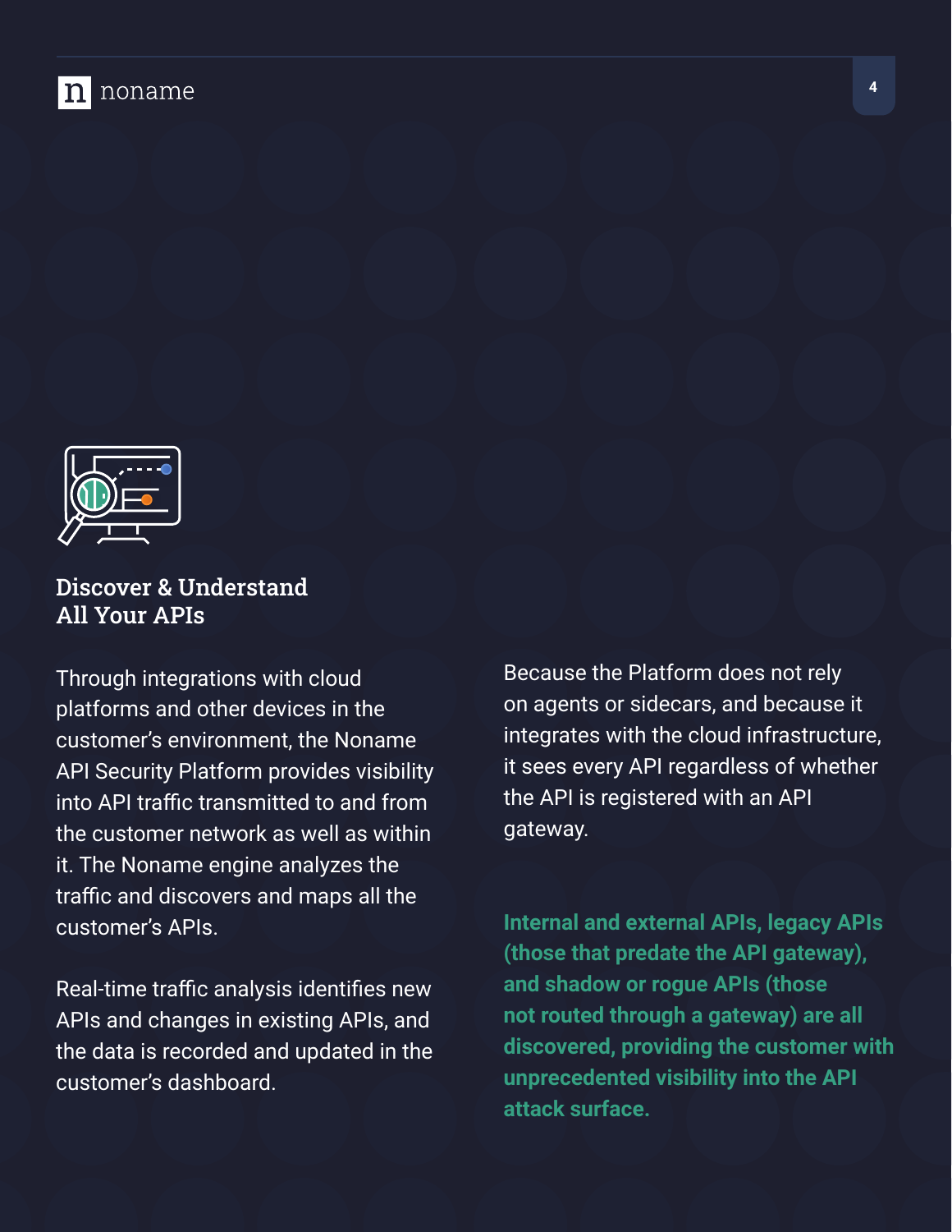## Discover & Understand All Your APIs

Through integrations with cloud platforms and other devices in the customer's environment, the Noname API Security Platform provides visibility into API traffic transmitted to and from the customer network as well as within it. The Noname engine analyzes the traffic and discovers and maps all the customer's APIs.

Real-time traffic analysis identifies new APIs and changes in existing APIs, and the data is recorded and updated in the customer's dashboard.

Because the Platform does not rely on agents or sidecars, and because it integrates with the cloud infrastructure, it sees every API regardless of whether the API is registered with an API gateway.

**Internal and external APIs, legacy APIs (those that predate the API gateway), and shadow or rogue APIs (those not routed through a gateway) are all discovered, providing the customer with unprecedented visibility into the API attack surface.**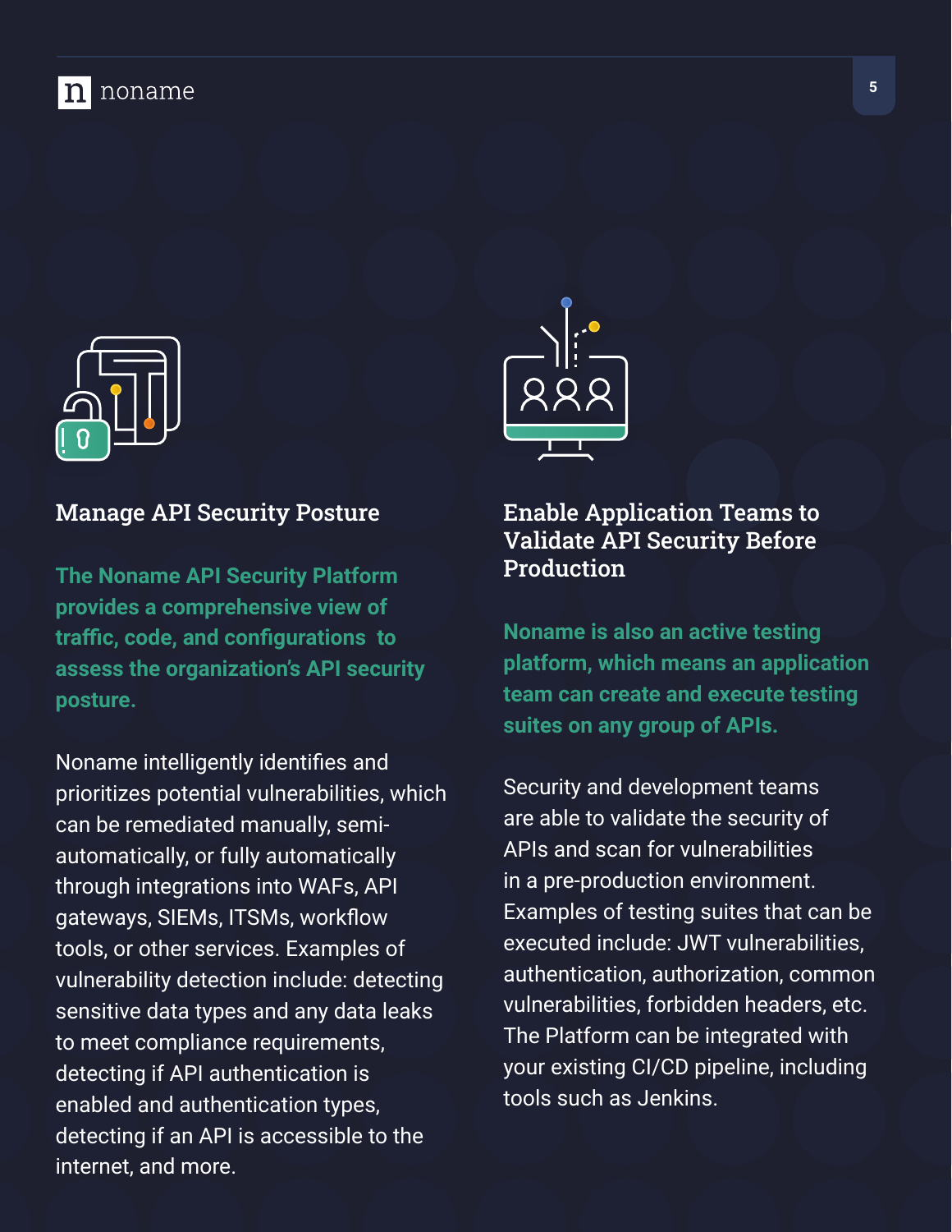## Manage API Security Posture

**The Noname API Security Platform provides a comprehensive view of traffic, code, and configurations to assess the organization's API security posture.**

Noname intelligently identifies and prioritizes potential vulnerabilities, which can be remediated manually, semi-automatically, or fully automatically through integrations into WAFs, API gateways, SIEMs, ITSMs, workflow tools, or other services. Examples of vulnerability detection include: detecting sensitive data types and any data leaks to meet compliance requirements, detecting if API authentication is enabled and authentication types, detecting if an API is accessible to the internet, and more.

## Enable Application Teams to Validate API Security Before Production

**Noname is also an active testing platform, which means an application team can create and execute testing suites on any group of APIs.**

Security and development teams are able to validate the security of APIs and scan for vulnerabilities in a pre-production environment. Examples of testing suites that can be executed include: JWT vulnerabilities, authentication, authorization, common vulnerabilities, forbidden headers, etc. The Platform can be integrated with your existing CI/CD pipeline, including tools such as Jenkins.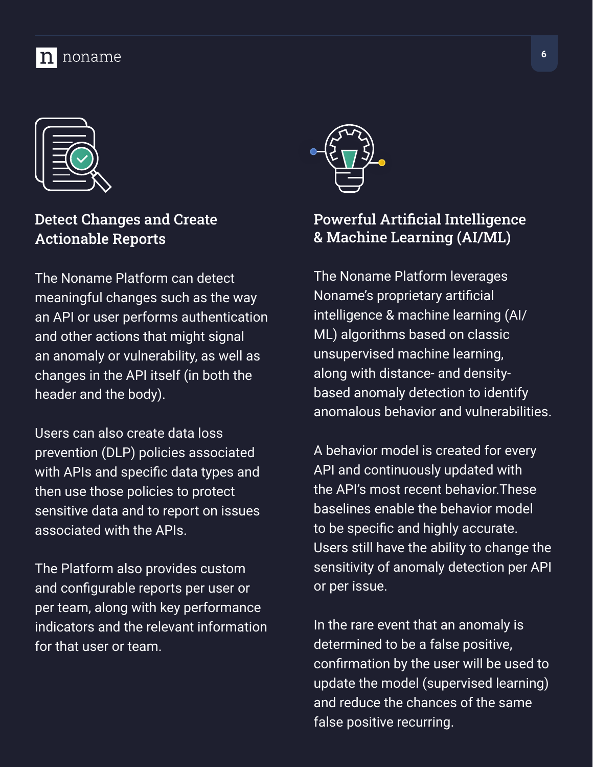## Detect Changes and Create Actionable Reports

The Noname Platform can detect meaningful changes such as the way an API or user performs authentication and other actions that might signal an anomaly or vulnerability, as well as changes in the API itself (in both the header and the body).

Users can also create data loss prevention (DLP) policies associated with APIs and specific data types and then use those policies to protect sensitive data and to report on issues associated with the APIs.

The Platform also provides custom and configurable reports per user or per team, along with key performance indicators and the relevant information for that user or team.

## Powerful Artificial Intelligence & Machine Learning (AI/ML)

The Noname Platform leverages Noname's proprietary artificial intelligence & machine learning (AI/ML) algorithms based on classic unsupervised machine learning, along with distance- and density-based anomaly detection to identify anomalous behavior and vulnerabilities.

A behavior model is created for every API and continuously updated with the API's most recent behavior.These baselines enable the behavior model to be specific and highly accurate. Users still have the ability to change the sensitivity of anomaly detection per API or per issue.

In the rare event that an anomaly is determined to be a false positive, confirmation by the user will be used to update the model (supervised learning) and reduce the chances of the same false positive recurring.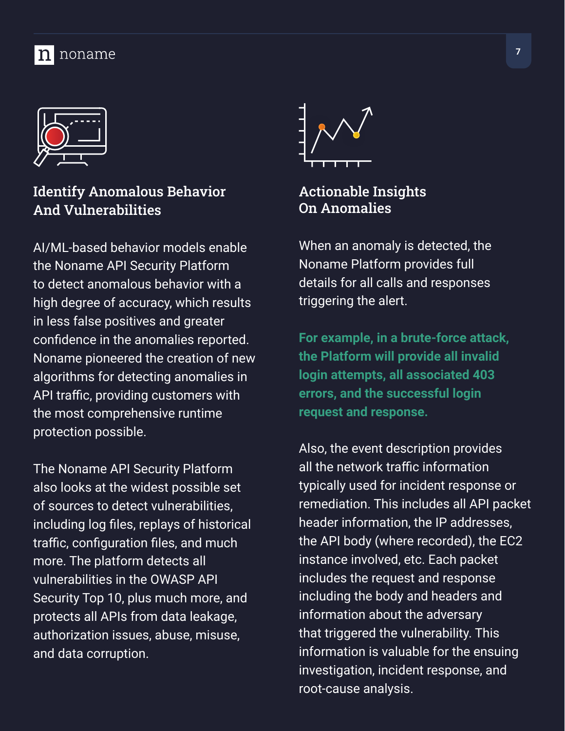## Identify Anomalous Behavior And Vulnerabilities

AI/ML-based behavior models enable the Noname API Security Platform to detect anomalous behavior with a high degree of accuracy, which results in less false positives and greater confidence in the anomalies reported. Noname pioneered the creation of new algorithms for detecting anomalies in API traffic, providing customers with the most comprehensive runtime protection possible.

The Noname API Security Platform also looks at the widest possible set of sources to detect vulnerabilities, including log files, replays of historical traffic, configuration files, and much more. The platform detects all vulnerabilities in the OWASP API Security Top 10, plus much more, and protects all APIs from data leakage, authorization issues, abuse, misuse, and data corruption.

## Actionable Insights On Anomalies

When an anomaly is detected, the Noname Platform provides full details for all calls and responses triggering the alert.

**For example, in a brute-force attack, the Platform will provide all invalid login attempts, all associated 403 errors, and the successful login request and response.**

Also, the event description provides all the network traffic information typically used for incident response or remediation. This includes all API packet header information, the IP addresses, the API body (where recorded), the EC2 instance involved, etc. Each packet includes the request and response including the body and headers and information about the adversary that triggered the vulnerability. This information is valuable for the ensuing investigation, incident response, and root-cause analysis.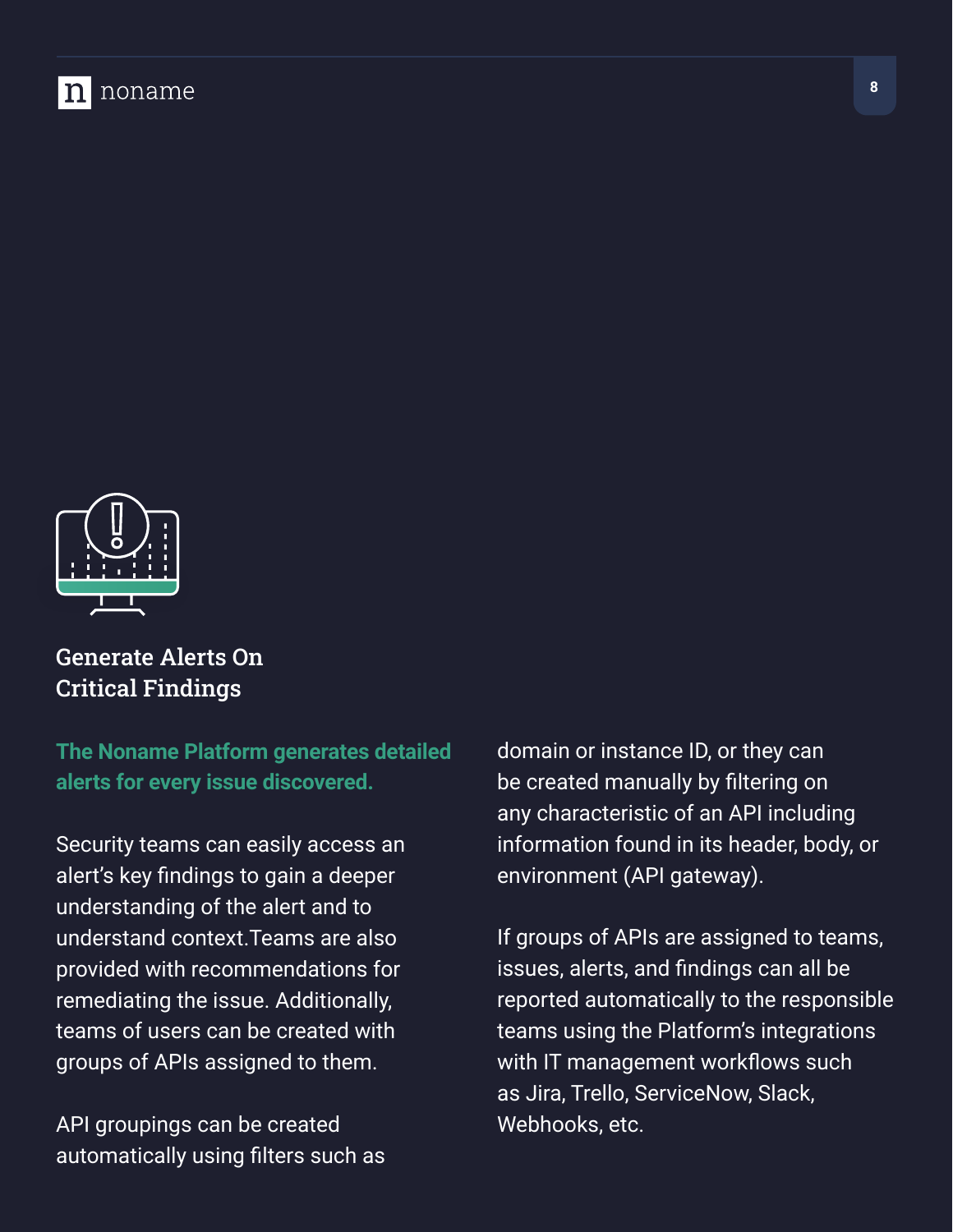## Generate Alerts On Critical Findings

**The Noname Platform generates detailed alerts for every issue discovered.**

Security teams can easily access an alert's key findings to gain a deeper understanding of the alert and to understand context.Teams are also provided with recommendations for remediating the issue. Additionally, teams of users can be created with groups of APIs assigned to them.

API groupings can be created automatically using filters such as domain or instance ID, or they can be created manually by filtering on any characteristic of an API including information found in its header, body, or environment (API gateway).

If groups of APIs are assigned to teams, issues, alerts, and findings can all be reported automatically to the responsible teams using the Platform's integrations with IT management workflows such as Jira, Trello, ServiceNow, Slack, Webhooks, etc.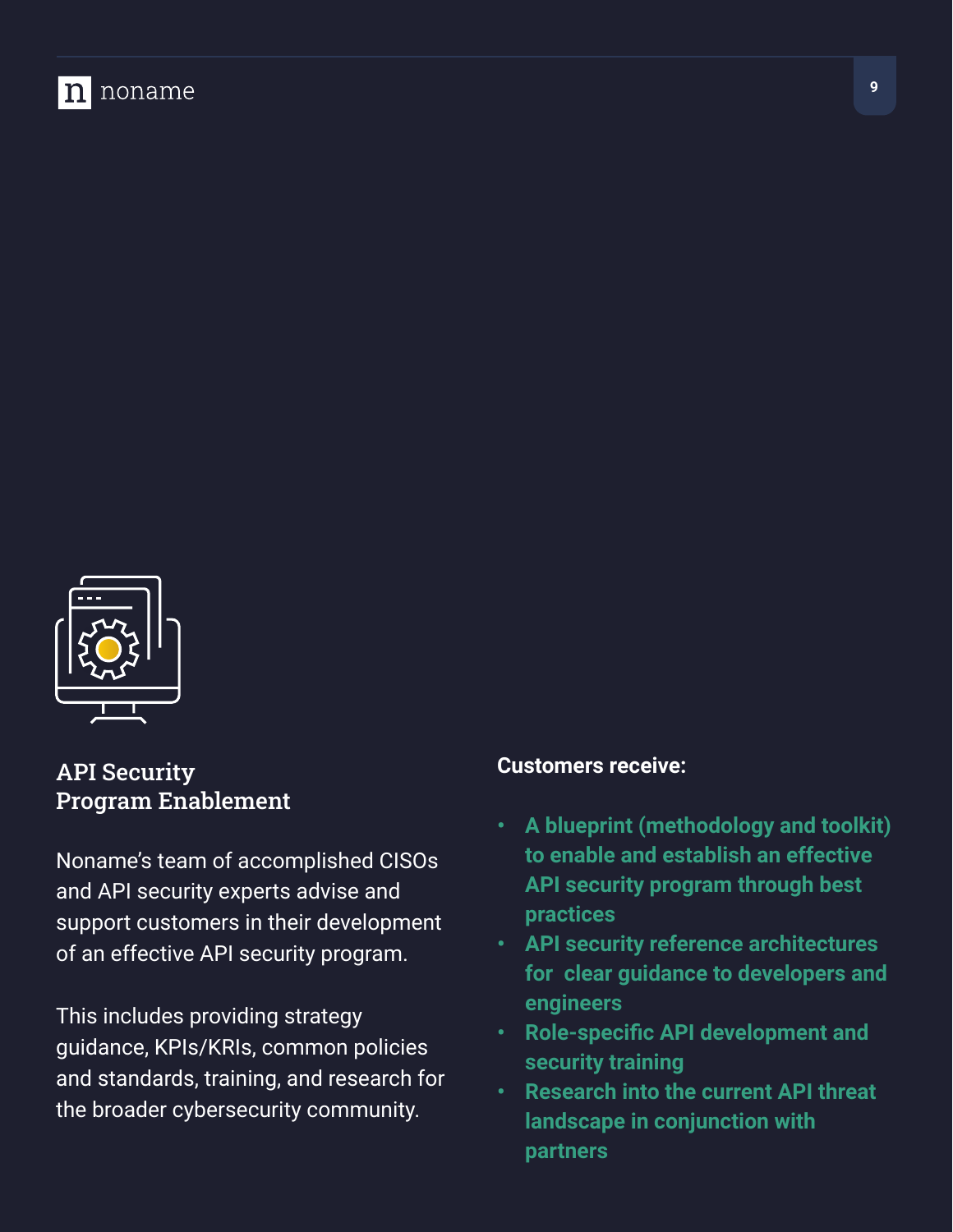## API Security Program Enablement

Noname's team of accomplished CISOs and API security experts advise and support customers in their development of an effective API security program.

This includes providing strategy guidance, KPIs/KRIs, common policies and standards, training, and research for the broader cybersecurity community.

**Customers receive:**

- **A blueprint (methodology and toolkit) to enable and establish an effective API security program through best practices**
- **API security reference architectures for clear guidance to developers and engineers**
- **Role-specific API development and security training**
- **Research into the current API threat landscape in conjunction with partners**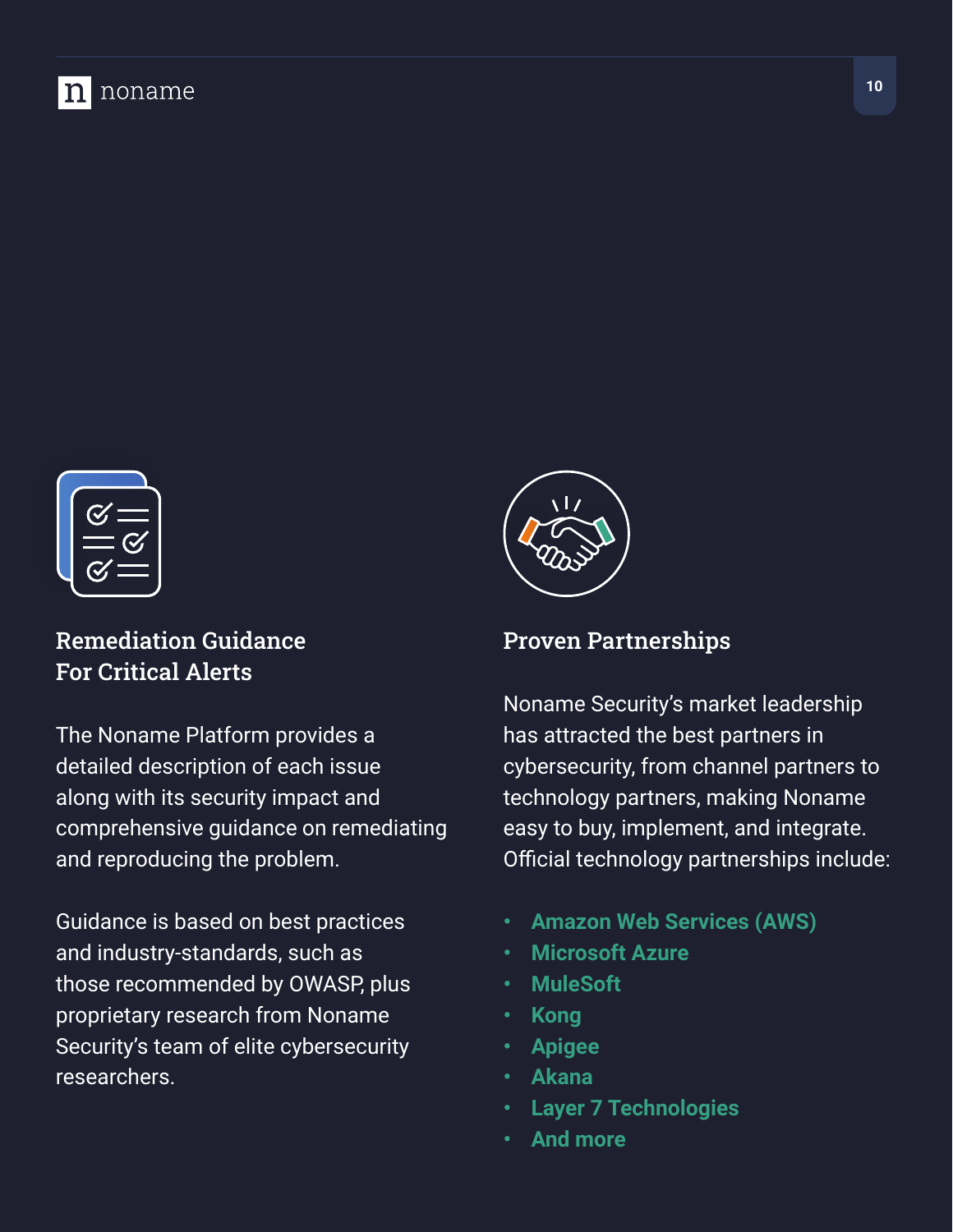## Remediation Guidance For Critical Alerts

The Noname Platform provides a detailed description of each issue along with its security impact and comprehensive guidance on remediating and reproducing the problem.

Guidance is based on best practices and industry-standards, such as those recommended by OWASP, plus proprietary research from Noname Security's team of elite cybersecurity researchers.

## Proven Partnerships

Noname Security's market leadership has attracted the best partners in cybersecurity, from channel partners to technology partners, making Noname easy to buy, implement, and integrate. Official technology partnerships include:

- **Amazon Web Services (AWS)**
- **Microsoft Azure**
- **MuleSoft**
- **Kong**
- **Apigee**
- **Akana**
- **Layer 7 Technologies**
- **And more**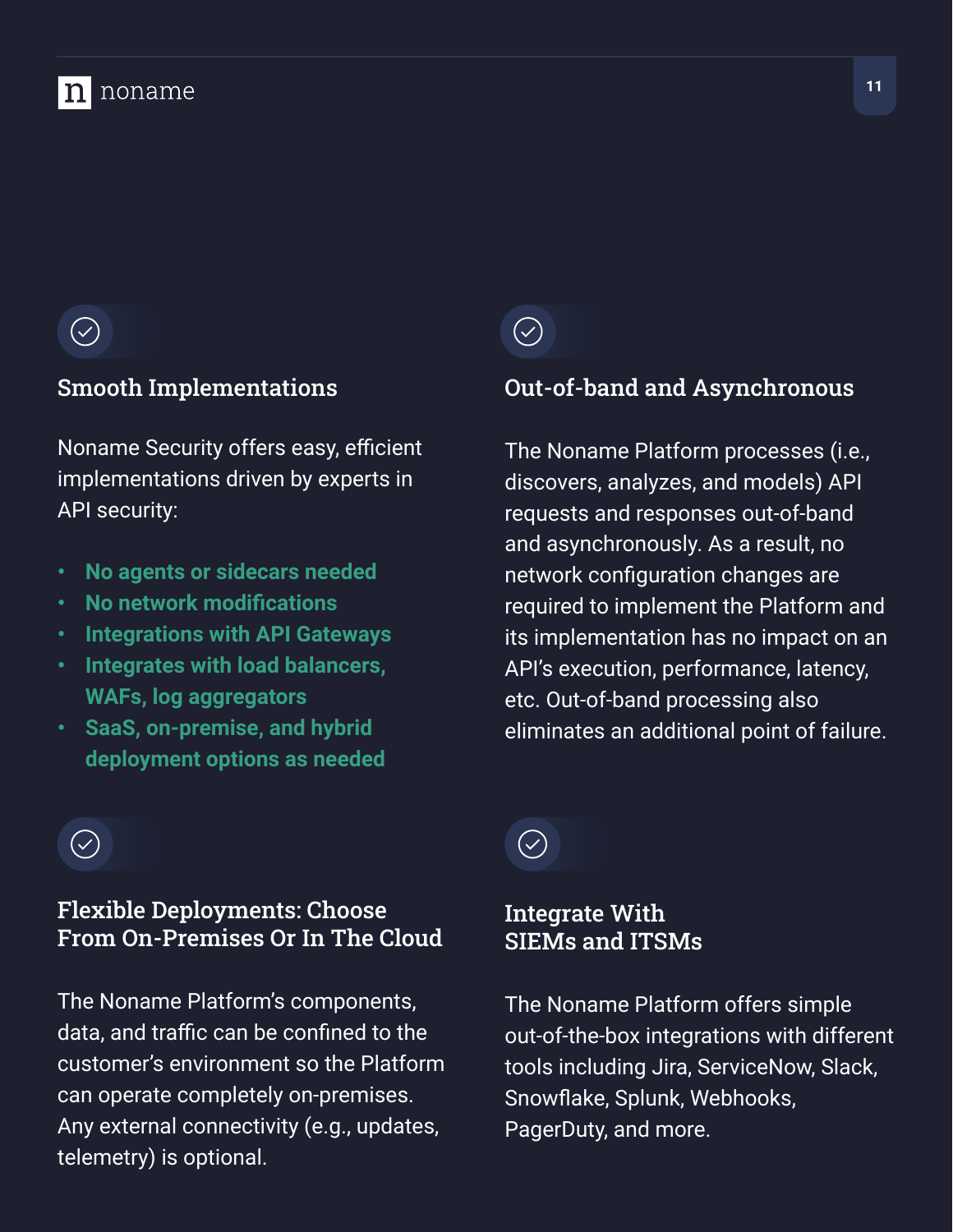## Smooth Implementations

Noname Security offers easy, efficient implementations driven by experts in API security:

- **No agents or sidecars needed**
- **No network modifications**
- **Integrations with API Gateways**
- **Integrates with load balancers, WAFs, log aggregators**
- **SaaS, on-premise, and hybrid deployment options as needed**

## Out-of-band and Asynchronous

The Noname Platform processes (i.e., discovers, analyzes, and models) API requests and responses out-of-band and asynchronously. As a result, no network configuration changes are required to implement the Platform and its implementation has no impact on an API's execution, performance, latency, etc. Out-of-band processing also eliminates an additional point of failure.

## Flexible Deployments: Choose From On-Premises Or In The Cloud

The Noname Platform's components, data, and traffic can be confined to the customer's environment so the Platform can operate completely on-premises. Any external connectivity (e.g., updates, telemetry) is optional.

## Integrate With SIEMs and ITSMs

The Noname Platform offers simple out-of-the-box integrations with different tools including Jira, ServiceNow, Slack, Snowflake, Splunk, Webhooks, PagerDuty, and more.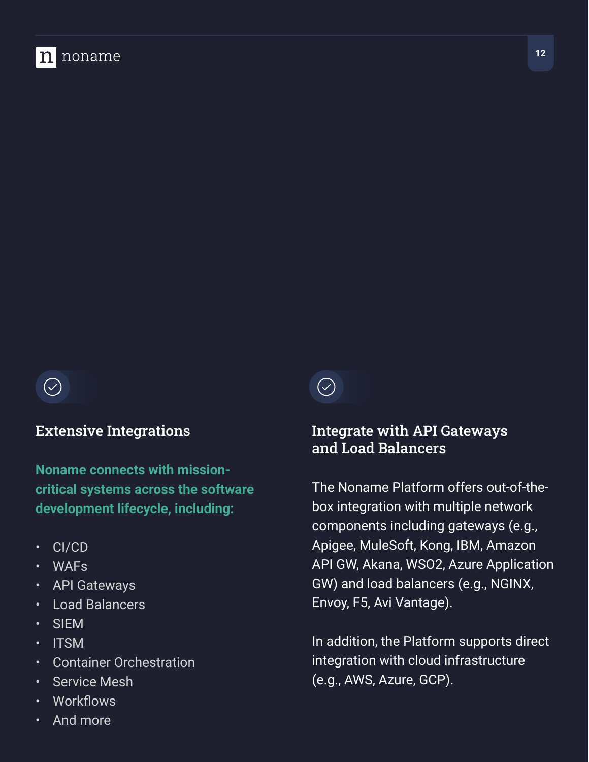## Extensive Integrations

**Noname connects with mission-critical systems across the software development lifecycle, including:**

- CI/CD
- WAFs
- API Gateways
- Load Balancers
- SIEM
- ITSM
- Container Orchestration
- Service Mesh
- Workflows
- And more

## Integrate with API Gateways and Load Balancers

The Noname Platform offers out-of-the-box integration with multiple network components including gateways (e.g., Apigee, MuleSoft, Kong, IBM, Amazon API GW, Akana, WSO2, Azure Application GW) and load balancers (e.g., NGINX, Envoy, F5, Avi Vantage).

In addition, the Platform supports direct integration with cloud infrastructure (e.g., AWS, Azure, GCP).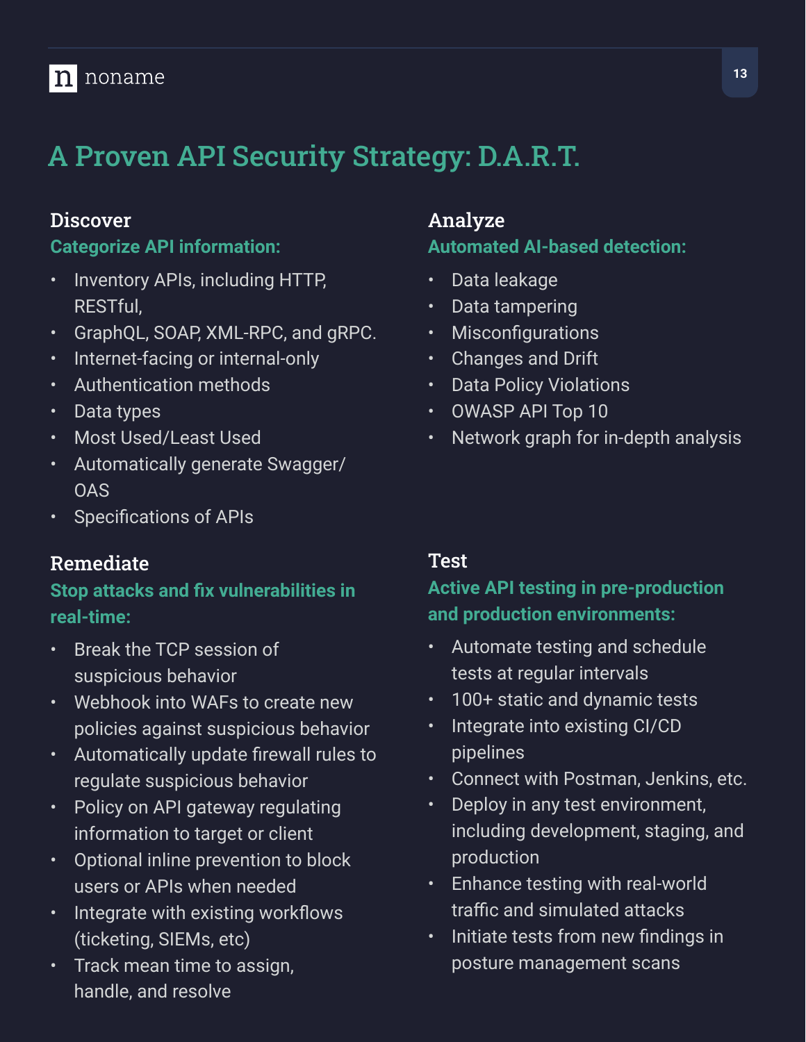# A Proven API Security Strategy: D.A.R.T.

## Discover

**Categorize API information:**

- Inventory APIs, including HTTP, RESTful,
- GraphQL, SOAP, XML-RPC, and gRPC.
- Internet-facing or internal-only
- Authentication methods
- Data types
- Most Used/Least Used
- Automatically generate Swagger/ OAS
- Specifications of APIs

## Analyze

**Automated AI-based detection:**

- Data leakage
- Data tampering
- Misconfigurations
- Changes and Drift
- Data Policy Violations
- OWASP API Top 10
- Network graph for in-depth analysis

## Remediate

**Stop attacks and fix vulnerabilities in real-time:**

- Break the TCP session of suspicious behavior
- Webhook into WAFs to create new policies against suspicious behavior
- Automatically update firewall rules to regulate suspicious behavior
- Policy on API gateway regulating information to target or client
- Optional inline prevention to block users or APIs when needed
- Integrate with existing workflows (ticketing, SIEMs, etc)
- Track mean time to assign, handle, and resolve

## Test

**Active API testing in pre-production and production environments:**

- Automate testing and schedule tests at regular intervals
- 100+ static and dynamic tests
- Integrate into existing CI/CD pipelines
- Connect with Postman, Jenkins, etc.
- Deploy in any test environment, including development, staging, and production
- Enhance testing with real-world traffic and simulated attacks
- Initiate tests from new findings in posture management scans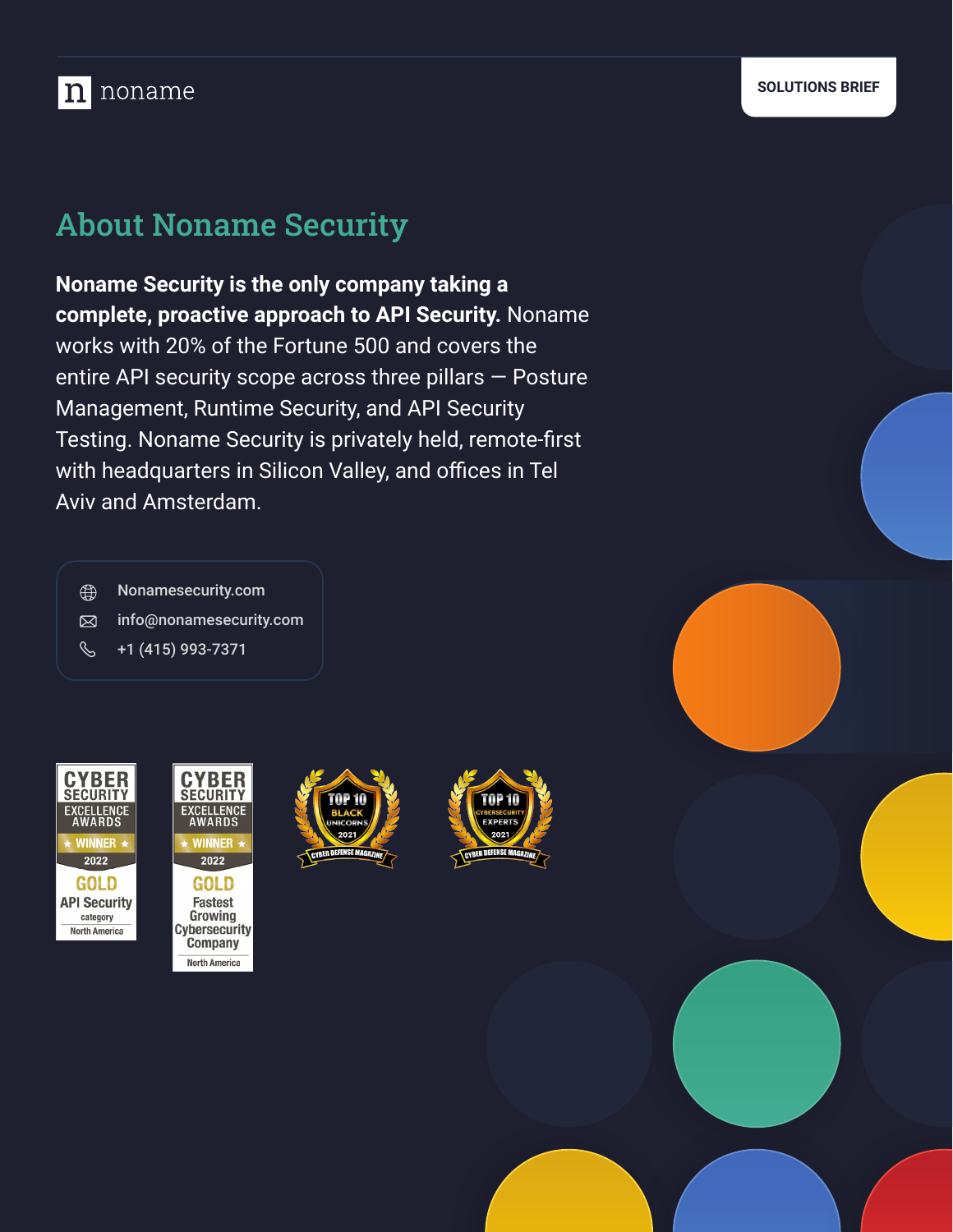noname

SOLUTIONS BRIEF

## About Noname Security

**Noname Security is the only company taking a complete, proactive approach to API Security.** Noname works with 20% of the Fortune 500 and covers the entire API security scope across three pillars — Posture Management, Runtime Security, and API Security Testing. Noname Security is privately held, remote-first with headquarters in Silicon Valley, and offices in Tel Aviv and Amsterdam.

Nonamesecurity.com
info@nonamesecurity.com
+1 (415) 993-7371

CYBER SECURITY EXCELLENCE AWARDS ★ WINNER ★ 2022 GOLD API Security category North America

CYBER SECURITY EXCELLENCE AWARDS ★ WINNER ★ 2022 GOLD Fastest Growing Cybersecurity Company North America

TOP 10 BLACK UNICORNS 2021 CYBER DEFENSE MAGAZINE

TOP 10 CYBERSECURITY EXPERTS 2021 CYBER DEFENSE MAGAZINE